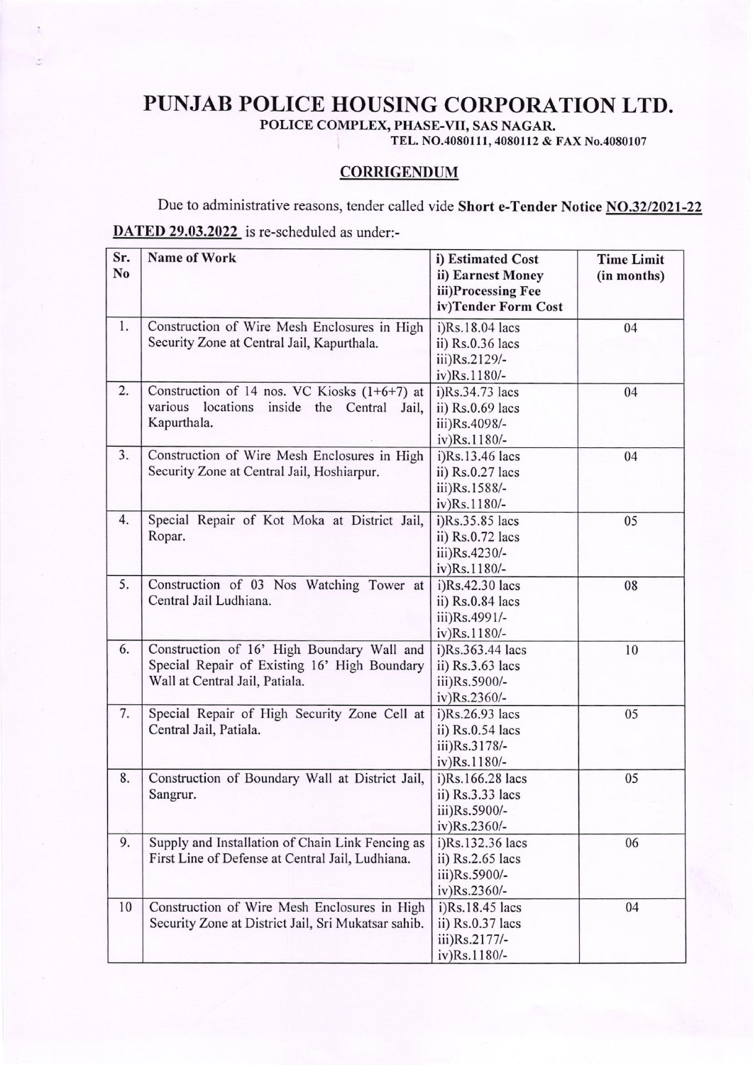# PUNJAB POLICE HOUSING CORPORATION LTD.

**POLICE COMPLEX, PHASE-VII, SAS NAGAR.**

**TEL. NO.4080111, 4080112 & FAX No.4080107**

## CORRIGENDUM

Due to administrative reasons, tender called vide **Short e-Tender Notice NO.32/2021-22 DATED 29.03.2022** is re-scheduled as under:-

| Sr. No | Name of Work | i) Estimated Cost<br>ii) Earnest Money<br>iii)Processing Fee<br>iv)Tender Form Cost | Time Limit (in months) |
|---|---|---|---|
| 1. | Construction of Wire Mesh Enclosures in High Security Zone at Central Jail, Kapurthala. | i)Rs.18.04 lacs<br>ii) Rs.0.36 lacs<br>iii)Rs.2129/-<br>iv)Rs.1180/- | 04 |
| 2. | Construction of 14 nos. VC Kiosks (1+6+7) at various locations inside the Central Jail, Kapurthala. | i)Rs.34.73 lacs<br>ii) Rs.0.69 lacs<br>iii)Rs.4098/-<br>iv)Rs.1180/- | 04 |
| 3. | Construction of Wire Mesh Enclosures in High Security Zone at Central Jail, Hoshiarpur. | i)Rs.13.46 lacs<br>ii) Rs.0.27 lacs<br>iii)Rs.1588/-<br>iv)Rs.1180/- | 04 |
| 4. | Special Repair of Kot Moka at District Jail, Ropar. | i)Rs.35.85 lacs<br>ii) Rs.0.72 lacs<br>iii)Rs.4230/-<br>iv)Rs.1180/- | 05 |
| 5. | Construction of 03 Nos Watching Tower at Central Jail Ludhiana. | i)Rs.42.30 lacs<br>ii) Rs.0.84 lacs<br>iii)Rs.4991/-<br>iv)Rs.1180/- | 08 |
| 6. | Construction of 16' High Boundary Wall and Special Repair of Existing 16' High Boundary Wall at Central Jail, Patiala. | i)Rs.363.44 lacs<br>ii) Rs.3.63 lacs<br>iii)Rs.5900/-<br>iv)Rs.2360/- | 10 |
| 7. | Special Repair of High Security Zone Cell at Central Jail, Patiala. | i)Rs.26.93 lacs<br>ii) Rs.0.54 lacs<br>iii)Rs.3178/-<br>iv)Rs.1180/- | 05 |
| 8. | Construction of Boundary Wall at District Jail, Sangrur. | i)Rs.166.28 lacs<br>ii) Rs.3.33 lacs<br>iii)Rs.5900/-<br>iv)Rs.2360/- | 05 |
| 9. | Supply and Installation of Chain Link Fencing as First Line of Defense at Central Jail, Ludhiana. | i)Rs.132.36 lacs<br>ii) Rs.2.65 lacs<br>iii)Rs.5900/-<br>iv)Rs.2360/- | 06 |
| 10 | Construction of Wire Mesh Enclosures in High Security Zone at District Jail, Sri Mukatsar sahib. | i)Rs.18.45 lacs<br>ii) Rs.0.37 lacs<br>iii)Rs.2177/-<br>iv)Rs.1180/- | 04 |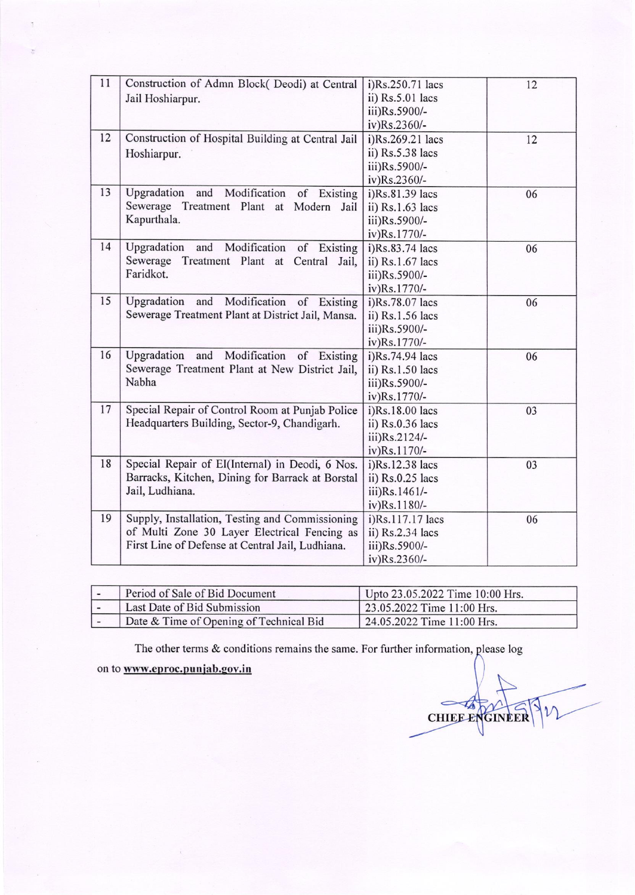| | | | |
|---|---|---|---|
| 11 | Construction of Admn Block( Deodi) at Central Jail Hoshiarpur. | i)Rs.250.71 lacs<br>ii) Rs.5.01 lacs<br>iii)Rs.5900/-<br>iv)Rs.2360/- | 12 |
| 12 | Construction of Hospital Building at Central Jail Hoshiarpur. | i)Rs.269.21 lacs<br>ii) Rs.5.38 lacs<br>iii)Rs.5900/-<br>iv)Rs.2360/- | 12 |
| 13 | Upgradation and Modification of Existing Sewerage Treatment Plant at Modern Jail Kapurthala. | i)Rs.81.39 lacs<br>ii) Rs.1.63 lacs<br>iii)Rs.5900/-<br>iv)Rs.1770/- | 06 |
| 14 | Upgradation and Modification of Existing Sewerage Treatment Plant at Central Jail, Faridkot. | i)Rs.83.74 lacs<br>ii) Rs.1.67 lacs<br>iii)Rs.5900/-<br>iv)Rs.1770/- | 06 |
| 15 | Upgradation and Modification of Existing Sewerage Treatment Plant at District Jail, Mansa. | i)Rs.78.07 lacs<br>ii) Rs.1.56 lacs<br>iii)Rs.5900/-<br>iv)Rs.1770/- | 06 |
| 16 | Upgradation and Modification of Existing Sewerage Treatment Plant at New District Jail, Nabha | i)Rs.74.94 lacs<br>ii) Rs.1.50 lacs<br>iii)Rs.5900/-<br>iv)Rs.1770/- | 06 |
| 17 | Special Repair of Control Room at Punjab Police Headquarters Building, Sector-9, Chandigarh. | i)Rs.18.00 lacs<br>ii) Rs.0.36 lacs<br>iii)Rs.2124/-<br>iv)Rs.1170/- | 03 |
| 18 | Special Repair of El(Internal) in Deodi, 6 Nos. Barracks, Kitchen, Dining for Barrack at Borstal Jail, Ludhiana. | i)Rs.12.38 lacs<br>ii) Rs.0.25 lacs<br>iii)Rs.1461/-<br>iv)Rs.1180/- | 03 |
| 19 | Supply, Installation, Testing and Commissioning of Multi Zone 30 Layer Electrical Fencing as First Line of Defense at Central Jail, Ludhiana. | i)Rs.117.17 lacs<br>ii) Rs.2.34 lacs<br>iii)Rs.5900/-<br>iv)Rs.2360/- | 06 |

| | | |
|---|---|---|
| - | Period of Sale of Bid Document | Upto 23.05.2022 Time 10:00 Hrs. |
| - | Last Date of Bid Submission | 23.05.2022 Time 11:00 Hrs. |
| - | Date & Time of Opening of Technical Bid | 24.05.2022 Time 11:00 Hrs. |

The other terms & conditions remains the same. For further information, please log on to **www.eproc.punjab.gov.in**

**CHIEF ENGINEER**